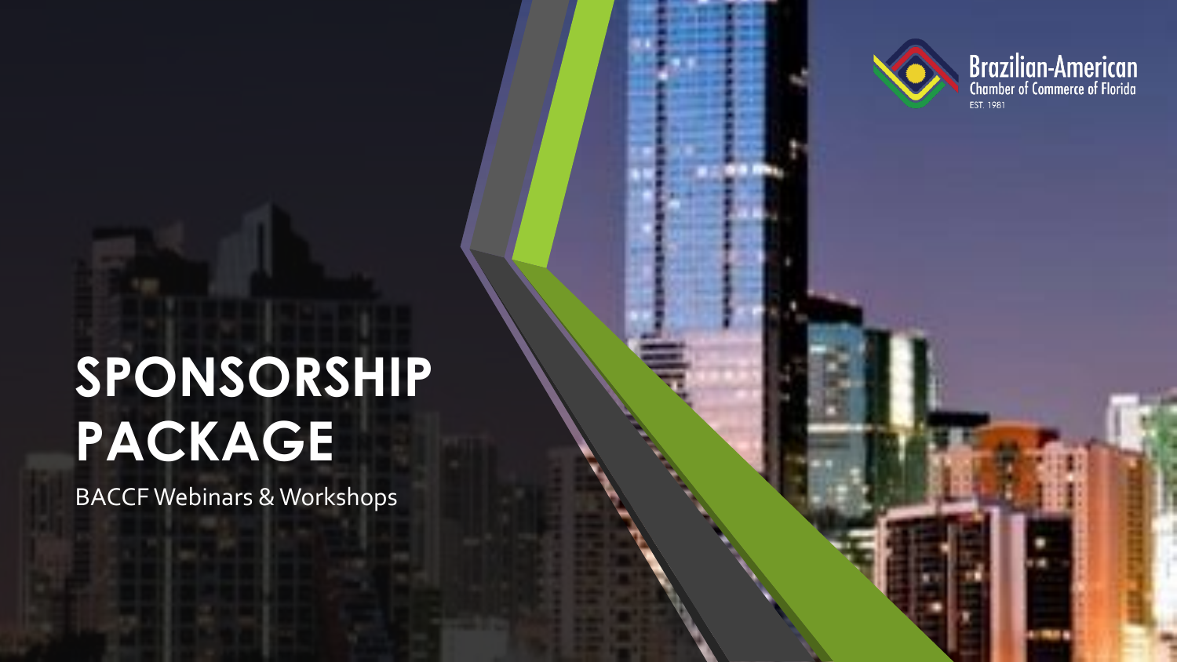Brazilian-American
Chamber of Commerce of Florida
EST. 1981

# SPONSORSHIP PACKAGE

BACCF Webinars & Workshops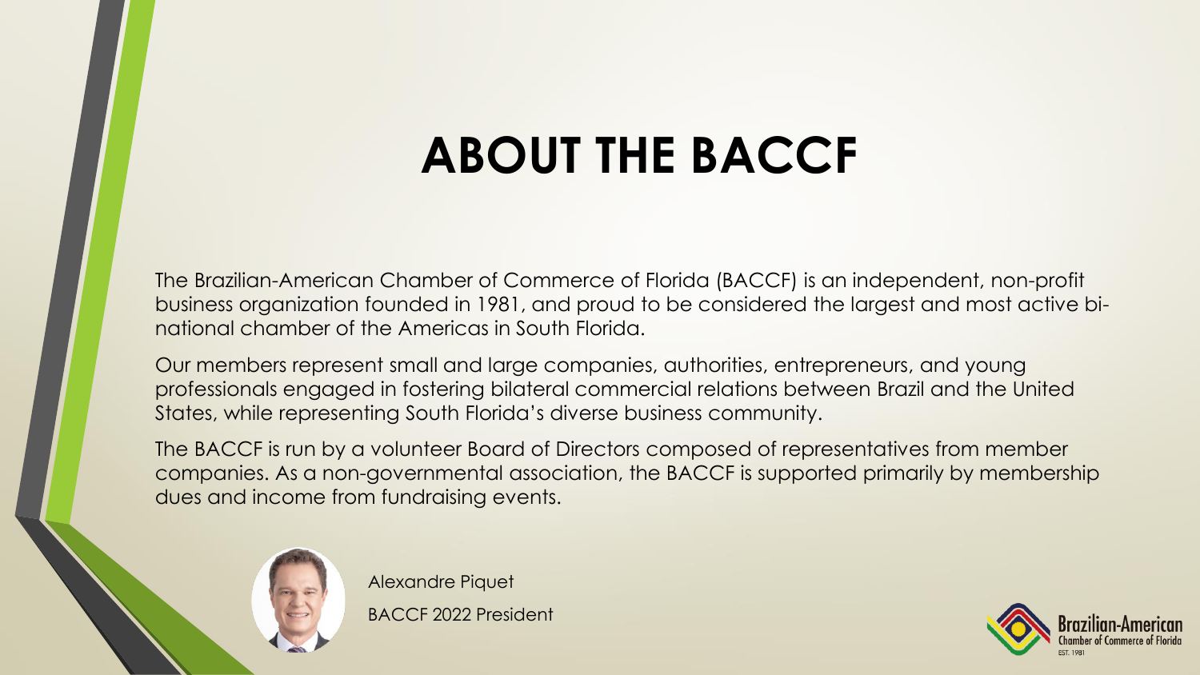# ABOUT THE BACCF

The Brazilian-American Chamber of Commerce of Florida (BACCF) is an independent, non-profit business organization founded in 1981, and proud to be considered the largest and most active bi-national chamber of the Americas in South Florida.

Our members represent small and large companies, authorities, entrepreneurs, and young professionals engaged in fostering bilateral commercial relations between Brazil and the United States, while representing South Florida's diverse business community.

The BACCF is run by a volunteer Board of Directors composed of representatives from member companies. As a non-governmental association, the BACCF is supported primarily by membership dues and income from fundraising events.

Alexandre Piquet

BACCF 2022 President

Brazilian-American Chamber of Commerce of Florida
EST. 1981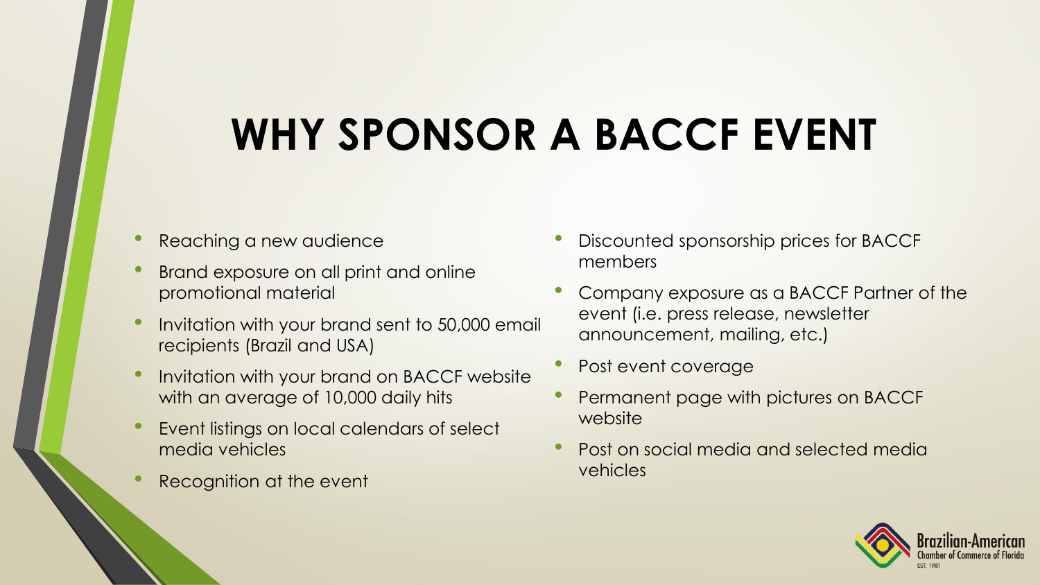# WHY SPONSOR A BACCF EVENT

- Reaching a new audience
- Brand exposure on all print and online promotional material
- Invitation with your brand sent to 50,000 email recipients (Brazil and USA)
- Invitation with your brand on BACCF website with an average of 10,000 daily hits
- Event listings on local calendars of select media vehicles
- Recognition at the event
- Discounted sponsorship prices for BACCF members
- Company exposure as a BACCF Partner of the event (i.e. press release, newsletter announcement, mailing, etc.)
- Post event coverage
- Permanent page with pictures on BACCF website
- Post on social media and selected media vehicles

Brazilian-American Chamber of Commerce of Florida
EST. 1981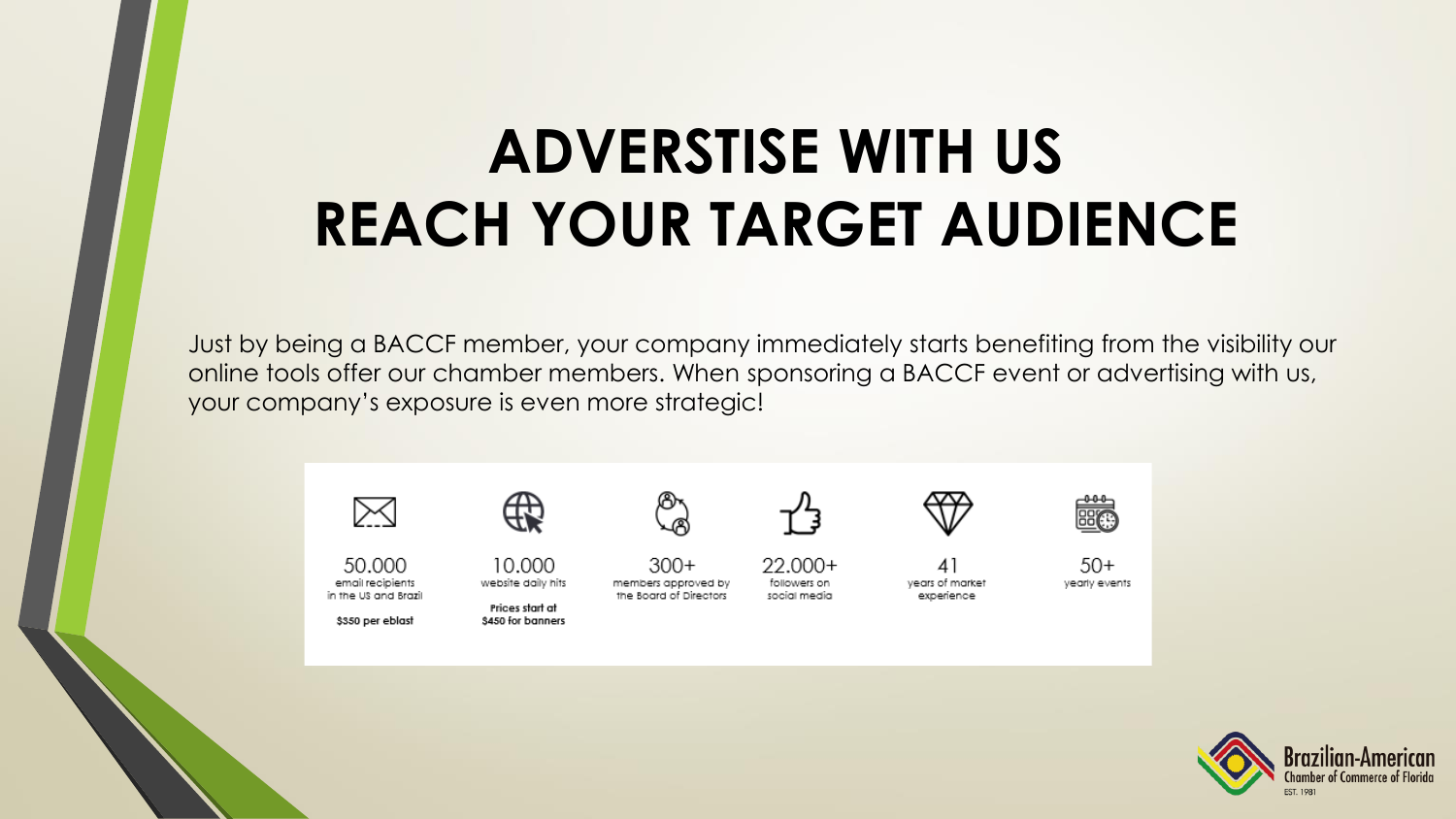# ADVERSTISE WITH US
# REACH YOUR TARGET AUDIENCE

Just by being a BACCF member, your company immediately starts benefiting from the visibility our online tools offer our chamber members. When sponsoring a BACCF event or advertising with us, your company's exposure is even more strategic!

| 50.000 | 10.000 | 300+ | 22.000+ | 41 | 50+ |
|---|---|---|---|---|---|
| email recipients in the US and Brazil | website daily hits | members approved by the Board of Directors | followers on social media | years of market experience | yearly events |
| **$350 per eblast** | **Prices start at $450 for banners** | | | | |

Brazilian-American Chamber of Commerce of Florida
EST. 1981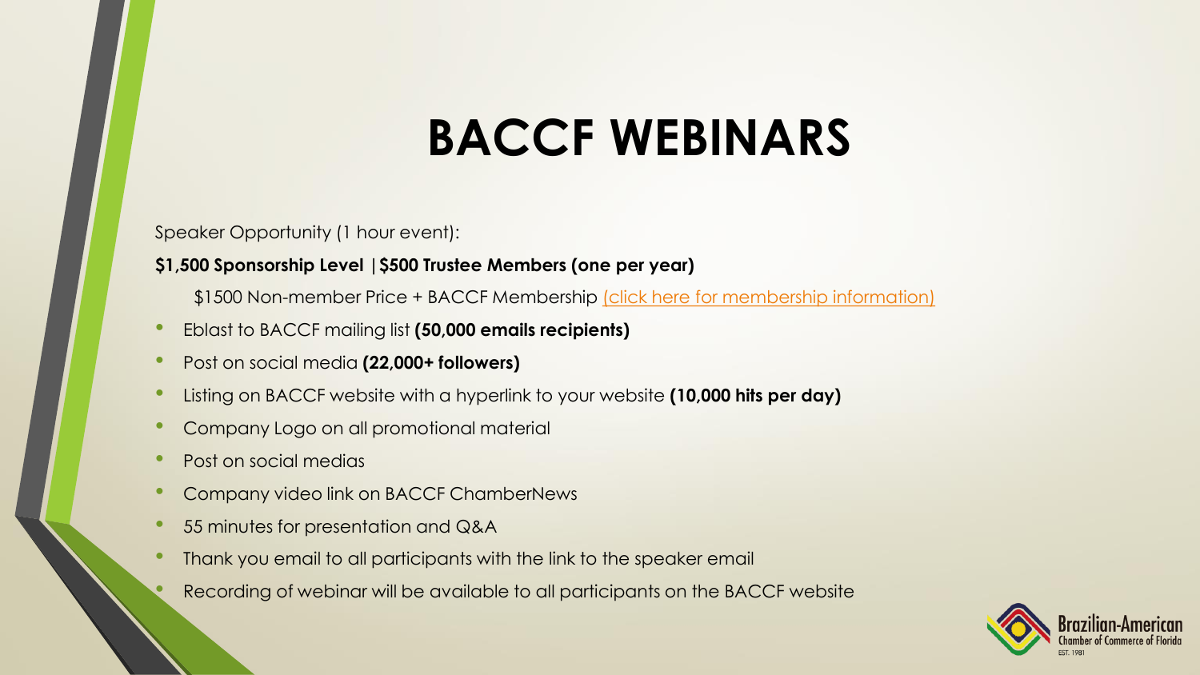# BACCF WEBINARS

Speaker Opportunity (1 hour event):

**$1,500 Sponsorship Level |$500 Trustee Members (one per year)**

$1500 Non-member Price + BACCF Membership (click here for membership information)

- Eblast to BACCF mailing list **(50,000 emails recipients)**
- Post on social media **(22,000+ followers)**
- Listing on BACCF website with a hyperlink to your website **(10,000 hits per day)**
- Company Logo on all promotional material
- Post on social medias
- Company video link on BACCF ChamberNews
- 55 minutes for presentation and Q&A
- Thank you email to all participants with the link to the speaker email
- Recording of webinar will be available to all participants on the BACCF website

Brazilian-American Chamber of Commerce of Florida
EST. 1981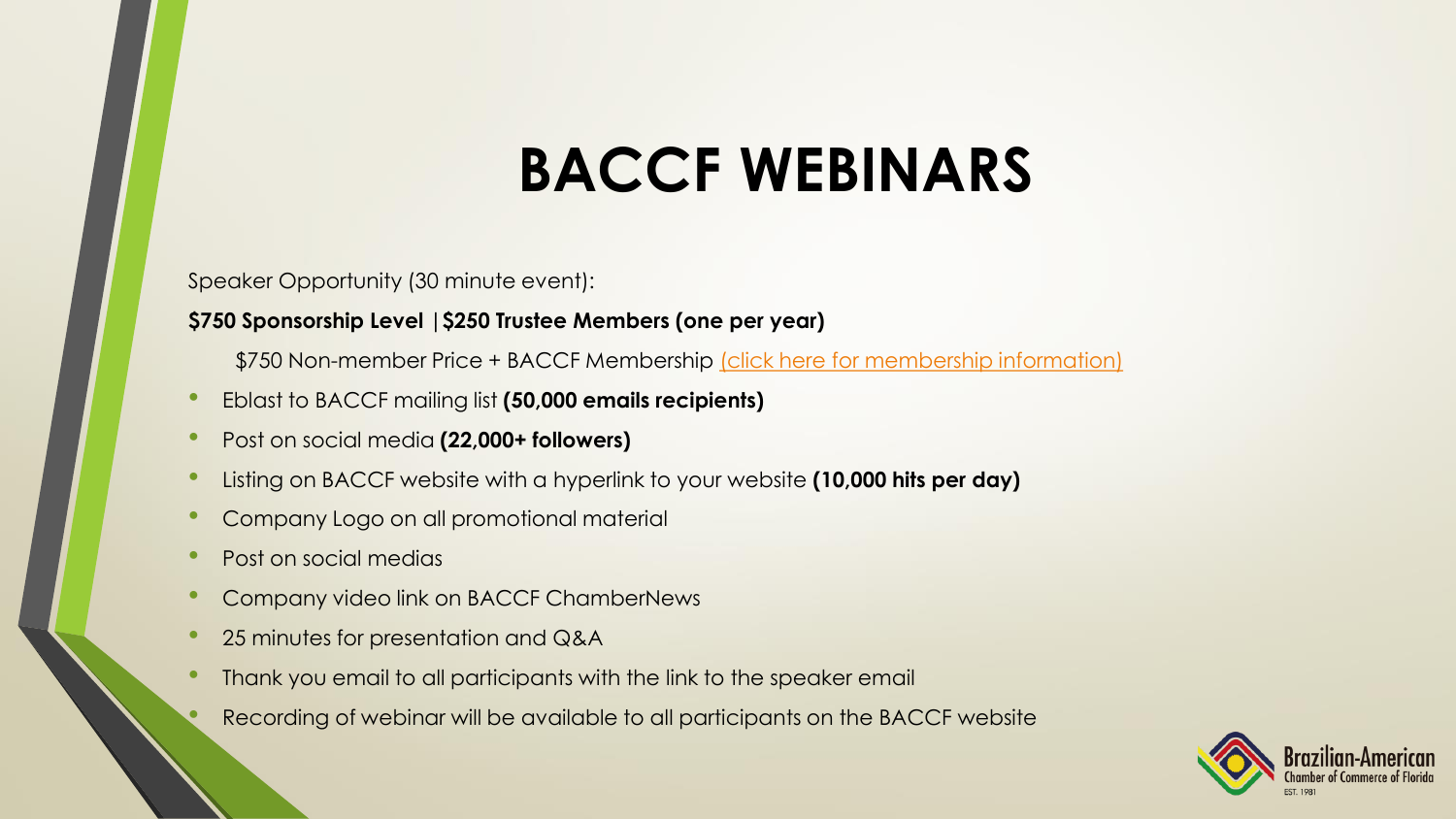# BACCF WEBINARS

Speaker Opportunity (30 minute event):

**$750 Sponsorship Level | $250 Trustee Members (one per year)**

$750 Non-member Price + BACCF Membership (click here for membership information)

- Eblast to BACCF mailing list **(50,000 emails recipients)**
- Post on social media **(22,000+ followers)**
- Listing on BACCF website with a hyperlink to your website **(10,000 hits per day)**
- Company Logo on all promotional material
- Post on social medias
- Company video link on BACCF ChamberNews
- 25 minutes for presentation and Q&A
- Thank you email to all participants with the link to the speaker email
- Recording of webinar will be available to all participants on the BACCF website

Brazilian-American Chamber of Commerce of Florida
EST. 1981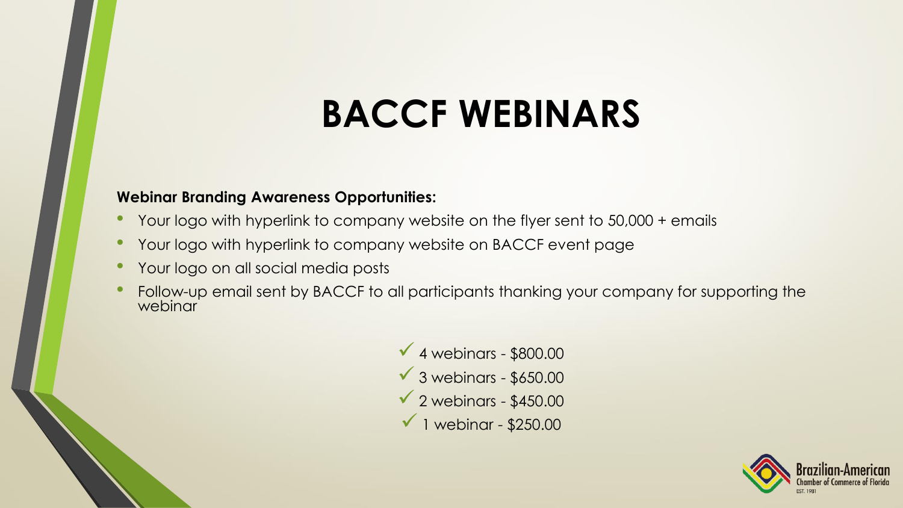# BACCF WEBINARS

**Webinar Branding Awareness Opportunities:**

- Your logo with hyperlink to company website on the flyer sent to 50,000 + emails
- Your logo with hyperlink to company website on BACCF event page
- Your logo on all social media posts
- Follow-up email sent by BACCF to all participants thanking your company for supporting the webinar

- ✓ 4 webinars - $800.00
- ✓ 3 webinars - $650.00
- ✓ 2 webinars - $450.00
- ✓ 1 webinar - $250.00

Brazilian-American Chamber of Commerce of Florida
EST. 1981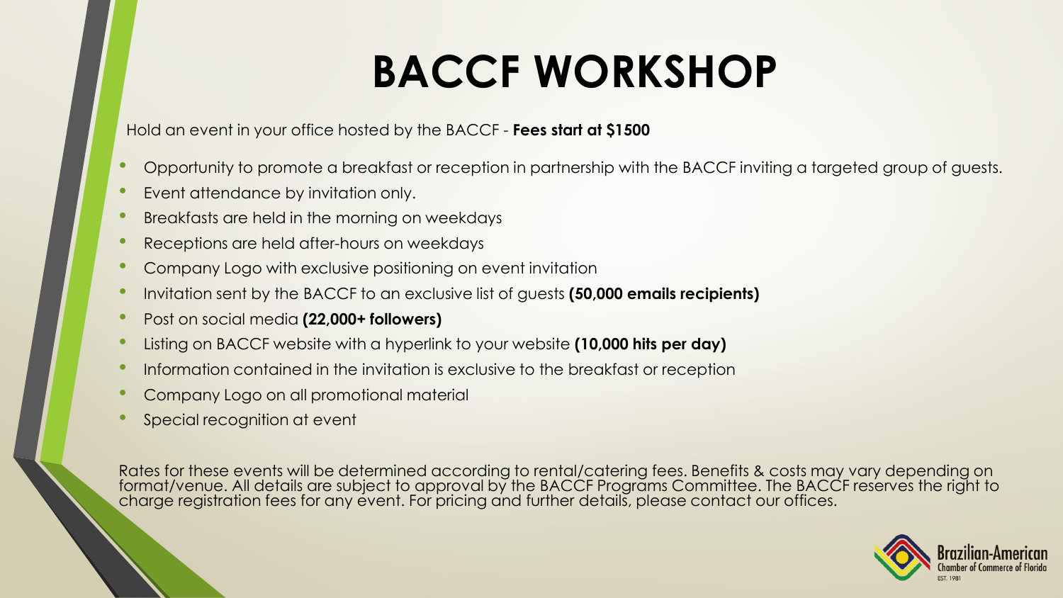# BACCF WORKSHOP

Hold an event in your office hosted by the BACCF - **Fees start at $1500**

- Opportunity to promote a breakfast or reception in partnership with the BACCF inviting a targeted group of guests.
- Event attendance by invitation only.
- Breakfasts are held in the morning on weekdays
- Receptions are held after-hours on weekdays
- Company Logo with exclusive positioning on event invitation
- Invitation sent by the BACCF to an exclusive list of guests **(50,000 emails recipients)**
- Post on social media **(22,000+ followers)**
- Listing on BACCF website with a hyperlink to your website **(10,000 hits per day)**
- Information contained in the invitation is exclusive to the breakfast or reception
- Company Logo on all promotional material
- Special recognition at event

Rates for these events will be determined according to rental/catering fees. Benefits & costs may vary depending on format/venue. All details are subject to approval by the BACCF Programs Committee. The BACCF reserves the right to charge registration fees for any event. For pricing and further details, please contact our offices.

Brazilian-American Chamber of Commerce of Florida
EST. 1981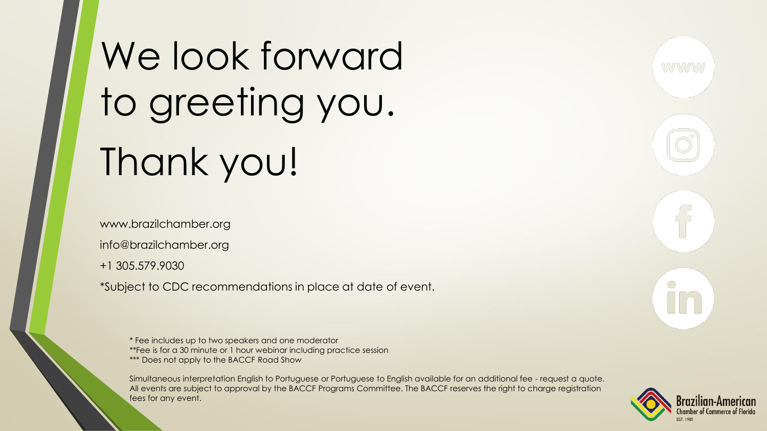# We look forward to greeting you.

# Thank you!

www.brazilchamber.org

info@brazilchamber.org

+1 305.579.9030

*Subject to CDC recommendations in place at date of event.

* Fee includes up to two speakers and one moderator
**Fee is for a 30 minute or 1 hour webinar including practice session
*** Does not apply to the BACCF Road Show

Simultaneous interpretation English to Portuguese or Portuguese to English available for an additional fee - request a quote. All events are subject to approval by the BACCF Programs Committee. The BACCF reserves the right to charge registration fees for any event.

Brazilian-American Chamber of Commerce of Florida
EST. 1981